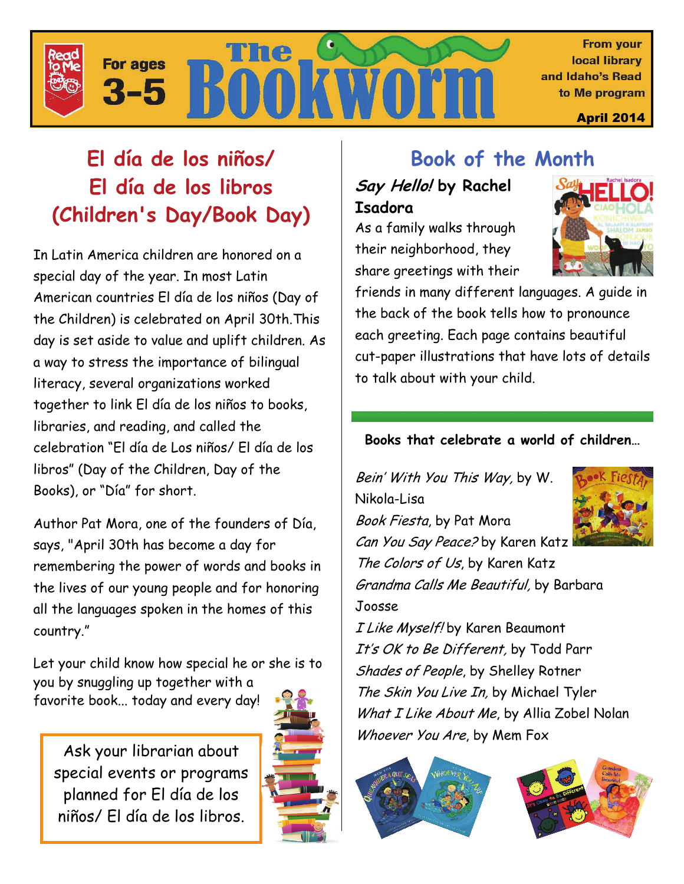# The Bookworm

For ages 3-5

From your local library and Idaho's Read to Me program

April 2014

## El día de los niños/ El día de los libros (Children's Day/Book Day)

In Latin America children are honored on a special day of the year. In most Latin American countries El día de los niños (Day of the Children) is celebrated on April 30th.This day is set aside to value and uplift children. As a way to stress the importance of bilingual literacy, several organizations worked together to link El día de los niños to books, libraries, and reading, and called the celebration "El día de Los niños/ El día de los libros" (Day of the Children, Day of the Books), or "Día" for short.

Author Pat Mora, one of the founders of Día, says, "April 30th has become a day for remembering the power of words and books in the lives of our young people and for honoring all the languages spoken in the homes of this country."

Let your child know how special he or she is to you by snuggling up together with a favorite book... today and every day!

Ask your librarian about special events or programs planned for El día de los niños/ El día de los libros.

## Book of the Month

**_Say Hello!_ by Rachel Isadora**

As a family walks through their neighborhood, they share greetings with their friends in many different languages. A guide in the back of the book tells how to pronounce each greeting. Each page contains beautiful cut-paper illustrations that have lots of details to talk about with your child.

**Books that celebrate a world of children…**

*Bein' With You This Way,* by W. Nikola-Lisa
*Book Fiesta*, by Pat Mora
*Can You Say Peace?* by Karen Katz
*The Colors of Us*, by Karen Katz
*Grandma Calls Me Beautiful,* by Barbara Joosse
*I Like Myself!* by Karen Beaumont
*It's OK to Be Different,* by Todd Parr
*Shades of People*, by Shelley Rotner
*The Skin You Live In,* by Michael Tyler
*What I Like About Me*, by Allia Zobel Nolan
*Whoever You Are*, by Mem Fox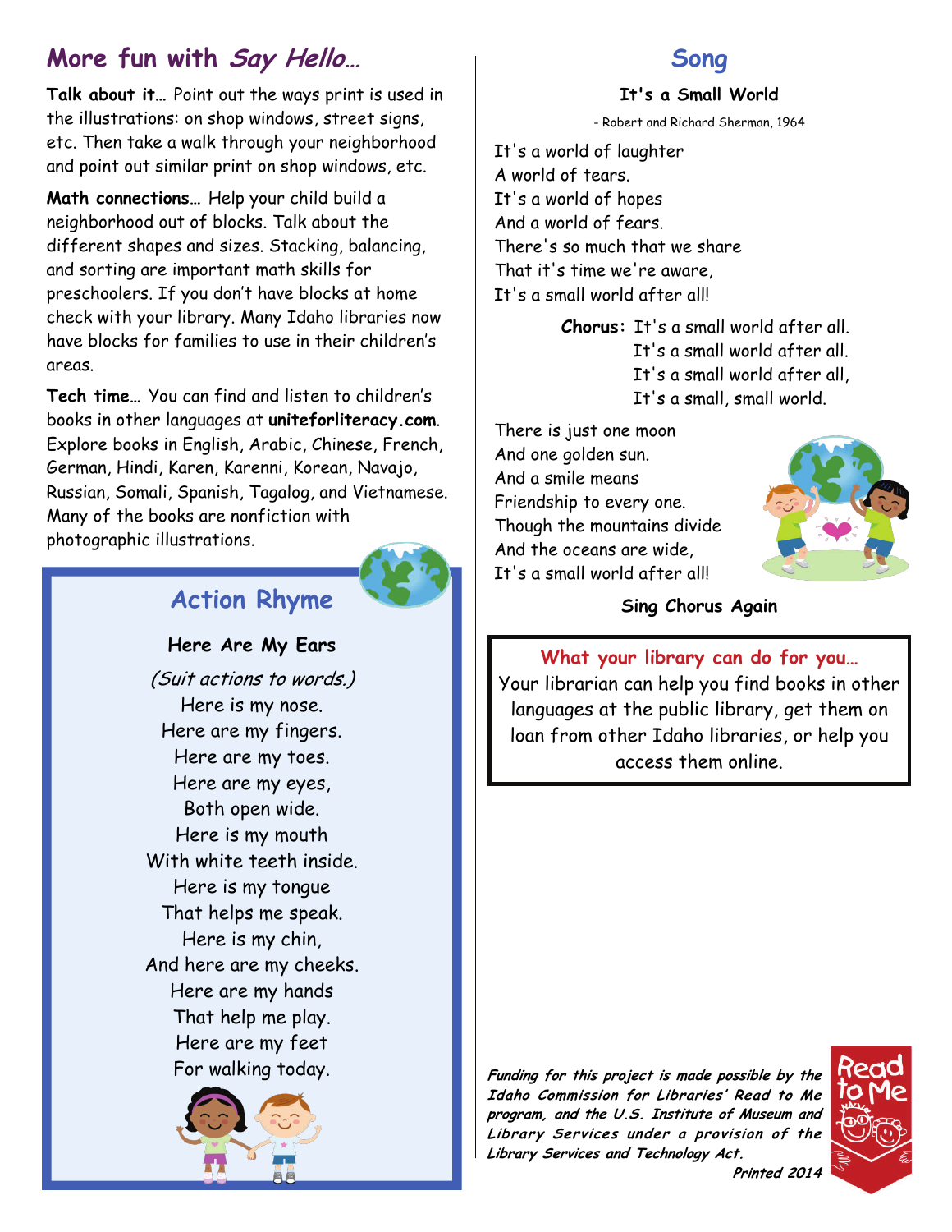## More fun with *Say Hello…*

**Talk about it…** Point out the ways print is used in the illustrations: on shop windows, street signs, etc. Then take a walk through your neighborhood and point out similar print on shop windows, etc.

**Math connections…** Help your child build a neighborhood out of blocks. Talk about the different shapes and sizes. Stacking, balancing, and sorting are important math skills for preschoolers. If you don't have blocks at home check with your library. Many Idaho libraries now have blocks for families to use in their children's areas.

**Tech time…** You can find and listen to children's books in other languages at **uniteforliteracy.com**. Explore books in English, Arabic, Chinese, French, German, Hindi, Karen, Karenni, Korean, Navajo, Russian, Somali, Spanish, Tagalog, and Vietnamese. Many of the books are nonfiction with photographic illustrations.

## Action Rhyme

**Here Are My Ears**

*(Suit actions to words.)*

Here is my nose.
Here are my fingers.
Here are my toes.
Here are my eyes,
Both open wide.
Here is my mouth
With white teeth inside.
Here is my tongue
That helps me speak.
Here is my chin,
And here are my cheeks.
Here are my hands
That help me play.
Here are my feet
For walking today.

## Song

**It's a Small World**

\- Robert and Richard Sherman, 1964

It's a world of laughter
A world of tears.
It's a world of hopes
And a world of fears.
There's so much that we share
That it's time we're aware,
It's a small world after all!

**Chorus:** It's a small world after all.
It's a small world after all.
It's a small world after all,
It's a small, small world.

There is just one moon
And one golden sun.
And a smile means
Friendship to every one.
Though the mountains divide
And the oceans are wide,
It's a small world after all!

**Sing Chorus Again**

**What your library can do for you…**
Your librarian can help you find books in other languages at the public library, get them on loan from other Idaho libraries, or help you access them online.

***Funding for this project is made possible by the Idaho Commission for Libraries' Read to Me program, and the U.S. Institute of Museum and Library Services under a provision of the Library Services and Technology Act.***

***Printed 2014***

Read to Me